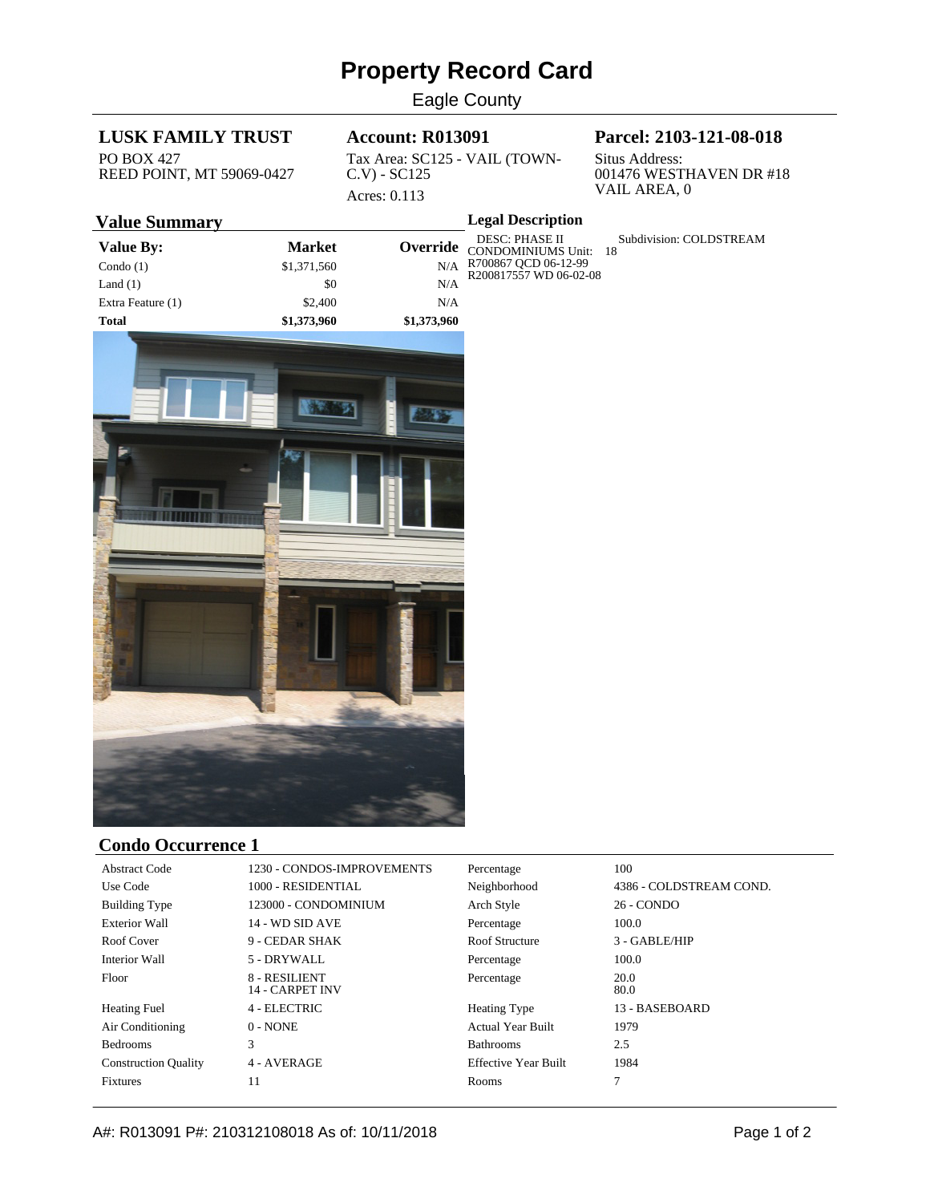# Property Record Card

Eagle County

**LUSK FAMILY TRUST**
PO BOX 427
REED POINT, MT 59069-0427

**Account: R013091**
Tax Area: SC125 - VAIL (TOWN-C.V) - SC125
Acres: 0.113

**Parcel: 2103-121-08-018**
Situs Address:
001476 WESTHAVEN DR #18
VAIL AREA, 0

## Value Summary

| Value By: | Market | Override |
|---|---|---|
| Condo (1) | $1,371,560 | N/A |
| Land (1) | $0 | N/A |
| Extra Feature (1) | $2,400 | N/A |
| **Total** | **$1,373,960** | **$1,373,960** |

## Legal Description

DESC: PHASE II CONDOMINIUMS Unit: 18 Subdivision: COLDSTREAM
R700867 QCD 06-12-99
R200817557 WD 06-02-08

## Condo Occurrence 1

| | | | |
|---|---|---|---|
| Abstract Code | 1230 - CONDOS-IMPROVEMENTS | Percentage | 100 |
| Use Code | 1000 - RESIDENTIAL | Neighborhood | 4386 - COLDSTREAM COND. |
| Building Type | 123000 - CONDOMINIUM | Arch Style | 26 - CONDO |
| Exterior Wall | 14 - WD SID AVE | Percentage | 100.0 |
| Roof Cover | 9 - CEDAR SHAK | Roof Structure | 3 - GABLE/HIP |
| Interior Wall | 5 - DRYWALL | Percentage | 100.0 |
| Floor | 8 - RESILIENT<br>14 - CARPET INV | Percentage | 20.0<br>80.0 |
| Heating Fuel | 4 - ELECTRIC | Heating Type | 13 - BASEBOARD |
| Air Conditioning | 0 - NONE | Actual Year Built | 1979 |
| Bedrooms | 3 | Bathrooms | 2.5 |
| Construction Quality | 4 - AVERAGE | Effective Year Built | 1984 |
| Fixtures | 11 | Rooms | 7 |

A#: R013091 P#: 210312108018 As of: 10/11/2018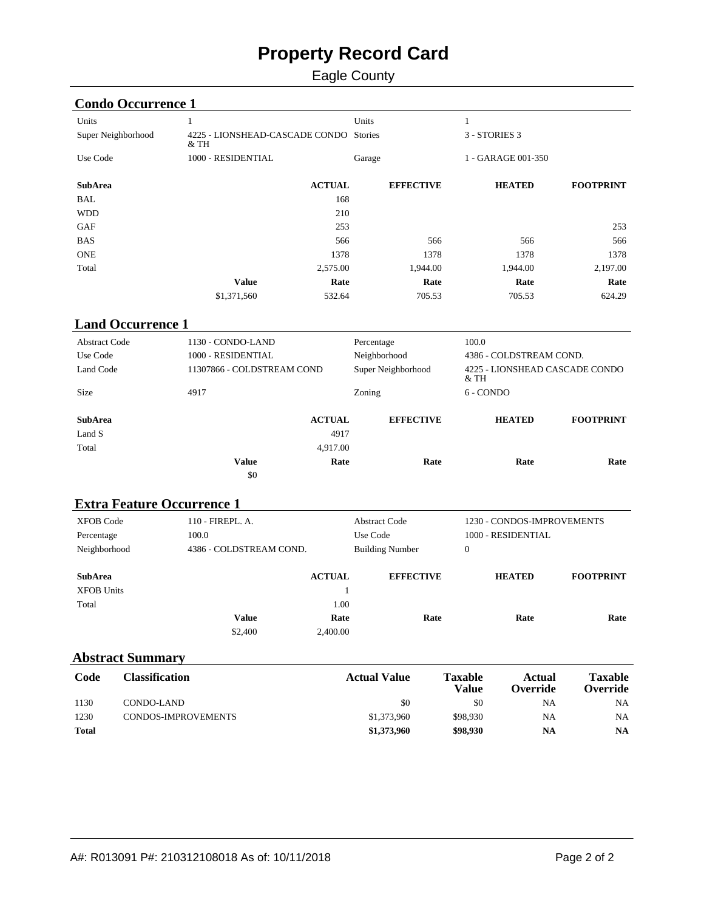# Property Record Card

Eagle County

## Condo Occurrence 1

| | | | |
|---|---|---|---|
| Units | 1 | Units | 1 |
| Super Neighborhood | 4225 - LIONSHEAD-CASCADE CONDO & TH | Stories | 3 - STORIES 3 |
| Use Code | 1000 - RESIDENTIAL | Garage | 1 - GARAGE 001-350 |

| SubArea | | ACTUAL | EFFECTIVE | HEATED | FOOTPRINT |
|---|---|---|---|---|---|
| BAL | | 168 | | | |
| WDD | | 210 | | | |
| GAF | | 253 | | | 253 |
| BAS | | 566 | 566 | 566 | 566 |
| ONE | | 1378 | 1378 | 1378 | 1378 |
| Total | | 2,575.00 | 1,944.00 | 1,944.00 | 2,197.00 |
| | **Value** | **Rate** | **Rate** | **Rate** | **Rate** |
| | $1,371,560 | 532.64 | 705.53 | 705.53 | 624.29 |

## Land Occurrence 1

| | | | |
|---|---|---|---|
| Abstract Code | 1130 - CONDO-LAND | Percentage | 100.0 |
| Use Code | 1000 - RESIDENTIAL | Neighborhood | 4386 - COLDSTREAM COND. |
| Land Code | 11307866 - COLDSTREAM COND | Super Neighborhood | 4225 - LIONSHEAD CASCADE CONDO & TH |
| Size | 4917 | Zoning | 6 - CONDO |

| SubArea | | ACTUAL | EFFECTIVE | HEATED | FOOTPRINT |
|---|---|---|---|---|---|
| Land S | | 4917 | | | |
| Total | | 4,917.00 | | | |
| | **Value** | **Rate** | **Rate** | **Rate** | **Rate** |
| | $0 | | | | |

## Extra Feature Occurrence 1

| | | | |
|---|---|---|---|
| XFOB Code | 110 - FIREPL. A. | Abstract Code | 1230 - CONDOS-IMPROVEMENTS |
| Percentage | 100.0 | Use Code | 1000 - RESIDENTIAL |
| Neighborhood | 4386 - COLDSTREAM COND. | Building Number | 0 |

| SubArea | | ACTUAL | EFFECTIVE | HEATED | FOOTPRINT |
|---|---|---|---|---|---|
| XFOB Units | | 1 | | | |
| Total | | 1.00 | | | |
| | **Value** | **Rate** | **Rate** | **Rate** | **Rate** |
| | $2,400 | 2,400.00 | | | |

## Abstract Summary

| Code | Classification | Actual Value | Taxable Value | Actual Override | Taxable Override |
|---|---|---|---|---|---|
| 1130 | CONDO-LAND | $0 | $0 | NA | NA |
| 1230 | CONDOS-IMPROVEMENTS | $1,373,960 | $98,930 | NA | NA |
| **Total** | | **$1,373,960** | **$98,930** | **NA** | **NA** |

A#: R013091 P#: 210312108018 As of: 10/11/2018